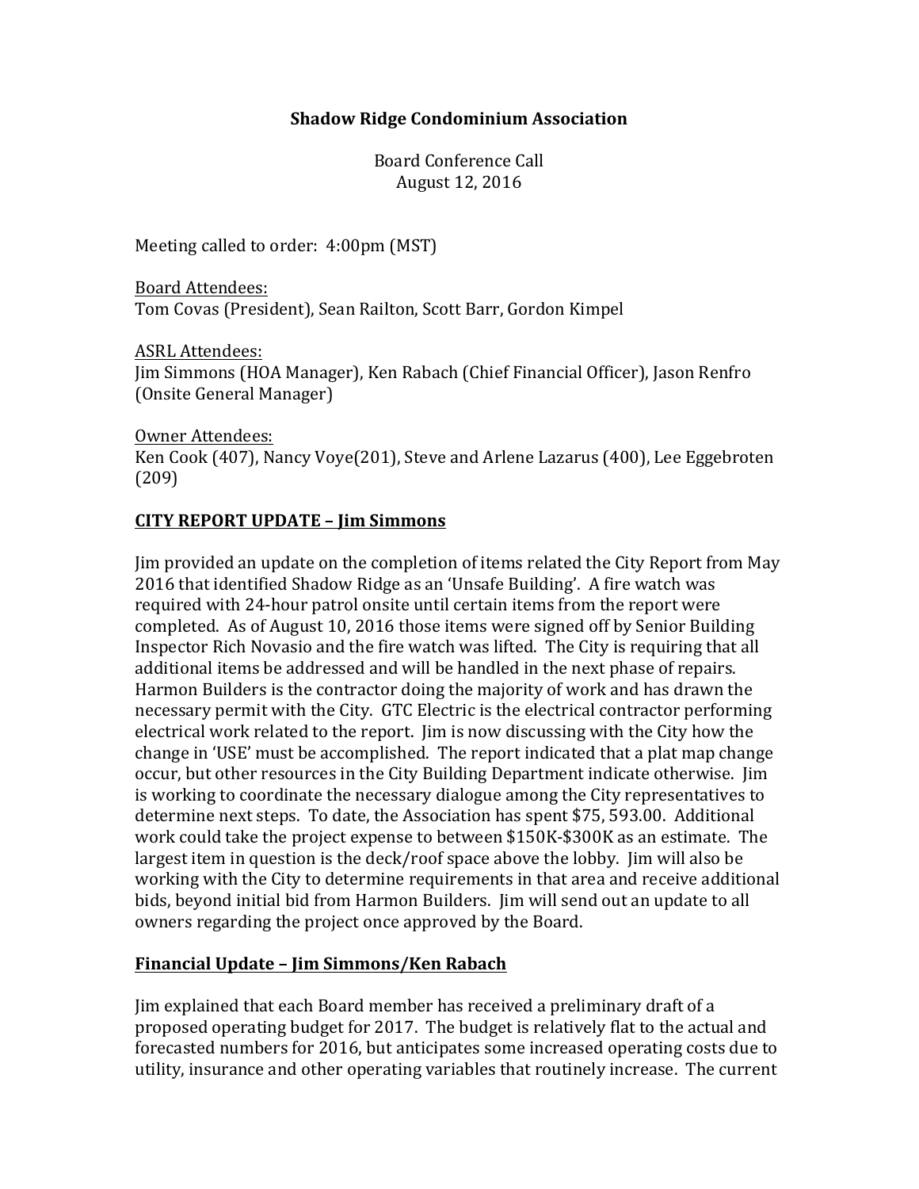# Shadow Ridge Condominium Association

Board Conference Call
August 12, 2016

Meeting called to order: 4:00pm (MST)

Board Attendees:
Tom Covas (President), Sean Railton, Scott Barr, Gordon Kimpel

ASRL Attendees:
Jim Simmons (HOA Manager), Ken Rabach (Chief Financial Officer), Jason Renfro (Onsite General Manager)

Owner Attendees:
Ken Cook (407), Nancy Voye(201), Steve and Arlene Lazarus (400), Lee Eggebroten (209)

## CITY REPORT UPDATE – Jim Simmons

Jim provided an update on the completion of items related the City Report from May 2016 that identified Shadow Ridge as an 'Unsafe Building'. A fire watch was required with 24-hour patrol onsite until certain items from the report were completed. As of August 10, 2016 those items were signed off by Senior Building Inspector Rich Novasio and the fire watch was lifted. The City is requiring that all additional items be addressed and will be handled in the next phase of repairs. Harmon Builders is the contractor doing the majority of work and has drawn the necessary permit with the City. GTC Electric is the electrical contractor performing electrical work related to the report. Jim is now discussing with the City how the change in 'USE' must be accomplished. The report indicated that a plat map change occur, but other resources in the City Building Department indicate otherwise. Jim is working to coordinate the necessary dialogue among the City representatives to determine next steps. To date, the Association has spent $75, 593.00. Additional work could take the project expense to between $150K-$300K as an estimate. The largest item in question is the deck/roof space above the lobby. Jim will also be working with the City to determine requirements in that area and receive additional bids, beyond initial bid from Harmon Builders. Jim will send out an update to all owners regarding the project once approved by the Board.

## Financial Update – Jim Simmons/Ken Rabach

Jim explained that each Board member has received a preliminary draft of a proposed operating budget for 2017. The budget is relatively flat to the actual and forecasted numbers for 2016, but anticipates some increased operating costs due to utility, insurance and other operating variables that routinely increase. The current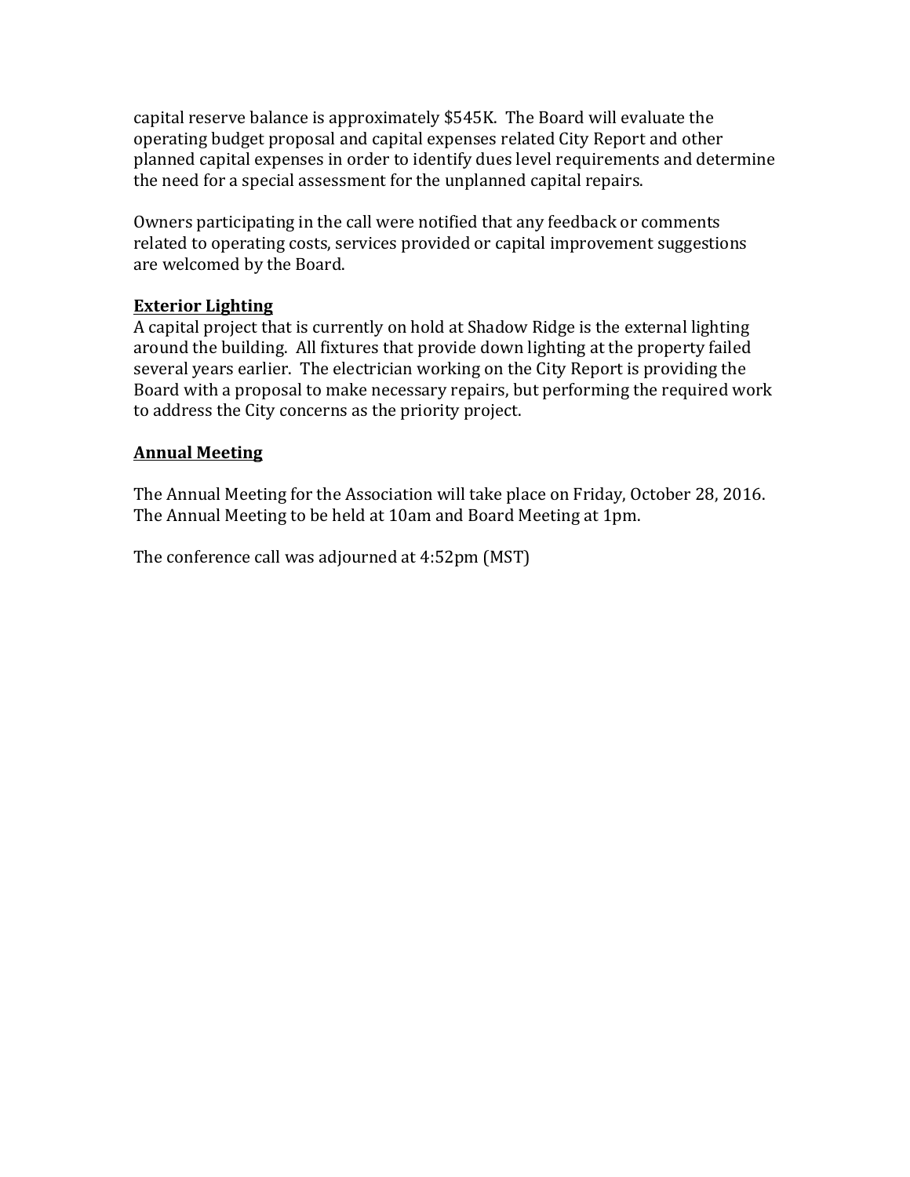capital reserve balance is approximately $545K. The Board will evaluate the operating budget proposal and capital expenses related City Report and other planned capital expenses in order to identify dues level requirements and determine the need for a special assessment for the unplanned capital repairs.

Owners participating in the call were notified that any feedback or comments related to operating costs, services provided or capital improvement suggestions are welcomed by the Board.

**<u>Exterior Lighting</u>**
A capital project that is currently on hold at Shadow Ridge is the external lighting around the building. All fixtures that provide down lighting at the property failed several years earlier. The electrician working on the City Report is providing the Board with a proposal to make necessary repairs, but performing the required work to address the City concerns as the priority project.

**<u>Annual Meeting</u>**

The Annual Meeting for the Association will take place on Friday, October 28, 2016. The Annual Meeting to be held at 10am and Board Meeting at 1pm.

The conference call was adjourned at 4:52pm (MST)